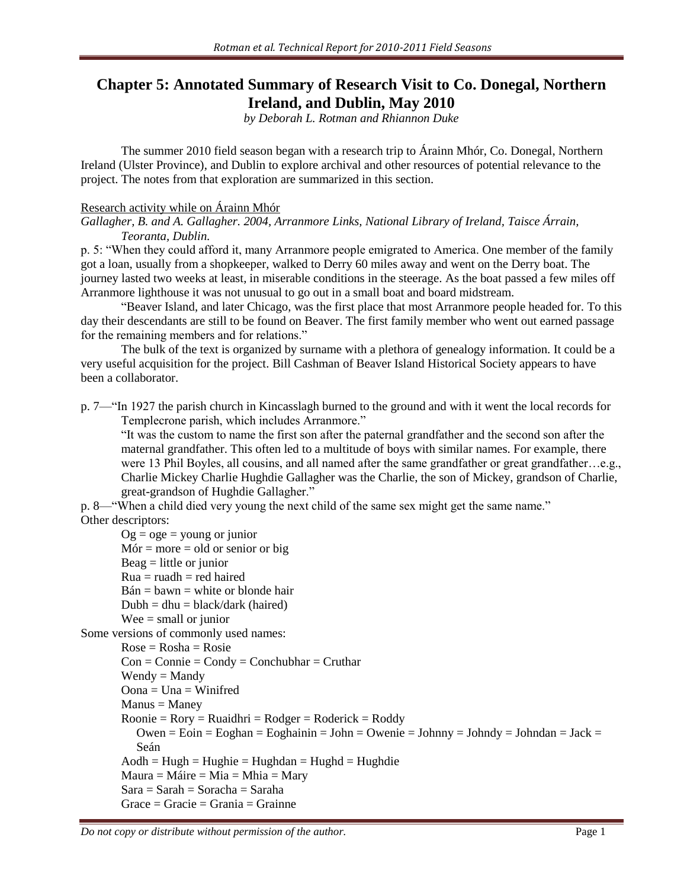# Chapter 5: Annotated Summary of Research Visit to Co. Donegal, Northern Ireland, and Dublin, May 2010

*by Deborah L. Rotman and Rhiannon Duke*

The summer 2010 field season began with a research trip to Árainn Mhór, Co. Donegal, Northern Ireland (Ulster Province), and Dublin to explore archival and other resources of potential relevance to the project. The notes from that exploration are summarized in this section.

Research activity while on Árainn Mhór

*Gallagher, B. and A. Gallagher. 2004, Arranmore Links, National Library of Ireland, Taisce Árrain, Teoranta, Dublin.*

p. 5: "When they could afford it, many Arranmore people emigrated to America. One member of the family got a loan, usually from a shopkeeper, walked to Derry 60 miles away and went on the Derry boat. The journey lasted two weeks at least, in miserable conditions in the steerage. As the boat passed a few miles off Arranmore lighthouse it was not unusual to go out in a small boat and board midstream.

"Beaver Island, and later Chicago, was the first place that most Arranmore people headed for. To this day their descendants are still to be found on Beaver. The first family member who went out earned passage for the remaining members and for relations."

The bulk of the text is organized by surname with a plethora of genealogy information. It could be a very useful acquisition for the project. Bill Cashman of Beaver Island Historical Society appears to have been a collaborator.

p. 7—"In 1927 the parish church in Kincasslagh burned to the ground and with it went the local records for Templecrone parish, which includes Arranmore."

"It was the custom to name the first son after the paternal grandfather and the second son after the maternal grandfather. This often led to a multitude of boys with similar names. For example, there were 13 Phil Boyles, all cousins, and all named after the same grandfather or great grandfather…e.g., Charlie Mickey Charlie Hughdie Gallagher was the Charlie, the son of Mickey, grandson of Charlie, great-grandson of Hughdie Gallagher."

p. 8—"When a child died very young the next child of the same sex might get the same name."

Other descriptors:

- Og = oge = young or junior
- Mór = more = old or senior or big
- Beag = little or junior
- Rua = ruadh = red haired
- Bán = bawn = white or blonde hair
- Dubh = dhu = black/dark (haired)
- Wee = small or junior

Some versions of commonly used names:

- Rose = Rosha = Rosie
- Con = Connie = Condy = Conchubhar = Cruthar
- Wendy = Mandy
- Oona = Una = Winifred
- Manus = Maney
- Roonie = Rory = Ruaidhri = Rodger = Roderick = Roddy
- Owen = Eoin = Eoghan = Eoghainin = John = Owenie = Johnny = Johndy = Johndan = Jack = Seán
- Aodh = Hugh = Hughie = Hughdan = Hughd = Hughdie
- Maura = Máire = Mia = Mhia = Mary
- Sara = Sarah = Soracha = Saraha
- Grace = Gracie = Grania = Grainne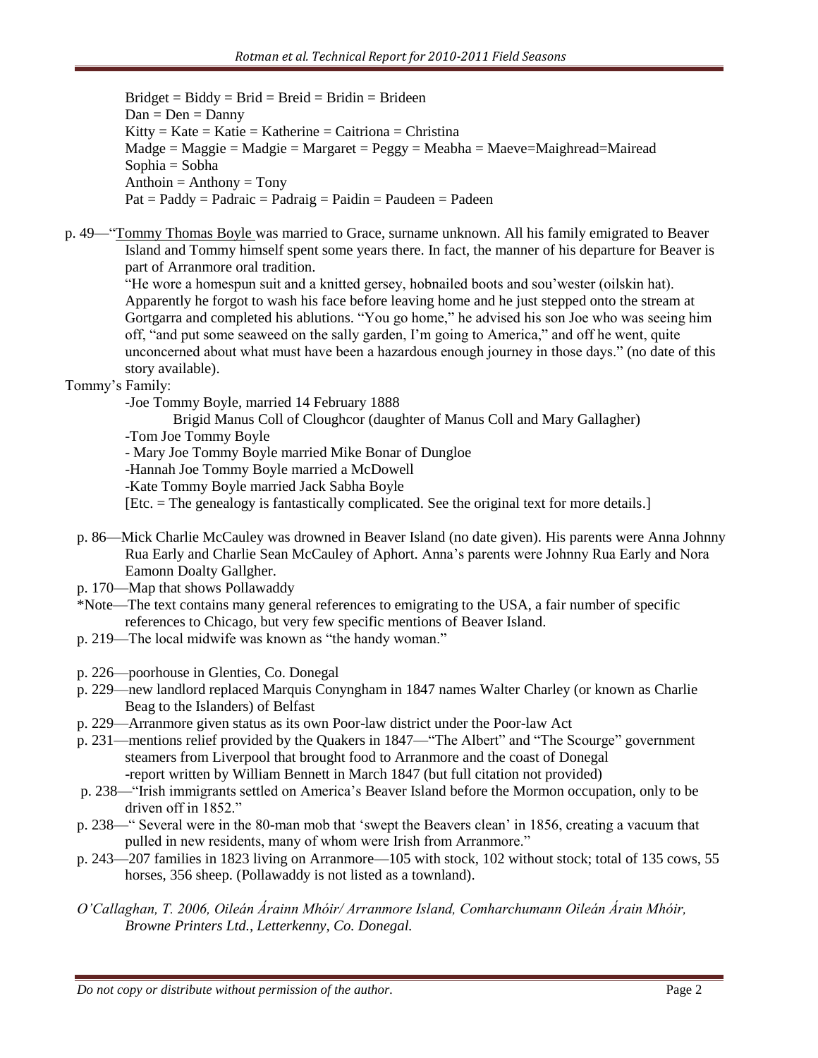Bridget = Biddy = Brid = Breid = Bridin = Brideen  
Dan = Den = Danny  
Kitty = Kate = Katie = Katherine = Caitriona = Christina  
Madge = Maggie = Madgie = Margaret = Peggy = Meabha = Maeve=Maighread=Mairead  
Sophia = Sobha  
Anthoin = Anthony = Tony  
Pat = Paddy = Padraic = Padraig = Paidin = Paudeen = Padeen

p. 49—"Tommy Thomas Boyle was married to Grace, surname unknown. All his family emigrated to Beaver Island and Tommy himself spent some years there. In fact, the manner of his departure for Beaver is part of Arranmore oral tradition.

"He wore a homespun suit and a knitted gersey, hobnailed boots and sou'wester (oilskin hat). Apparently he forgot to wash his face before leaving home and he just stepped onto the stream at Gortgarra and completed his ablutions. "You go home," he advised his son Joe who was seeing him off, "and put some seaweed on the sally garden, I'm going to America," and off he went, quite unconcerned about what must have been a hazardous enough journey in those days." (no date of this story available).

Tommy's Family:

- Joe Tommy Boyle, married 14 February 1888
  - Brigid Manus Coll of Cloughcor (daughter of Manus Coll and Mary Gallagher)
- Tom Joe Tommy Boyle
- Mary Joe Tommy Boyle married Mike Bonar of Dungloe
- Hannah Joe Tommy Boyle married a McDowell
- Kate Tommy Boyle married Jack Sabha Boyle

[Etc. = The genealogy is fantastically complicated. See the original text for more details.]

p. 86—Mick Charlie McCauley was drowned in Beaver Island (no date given). His parents were Anna Johnny Rua Early and Charlie Sean McCauley of Aphort. Anna's parents were Johnny Rua Early and Nora Eamonn Doalty Gallgher.

p. 170—Map that shows Pollawaddy

*Note—The text contains many general references to emigrating to the USA, a fair number of specific references to Chicago, but very few specific mentions of Beaver Island.

p. 219—The local midwife was known as "the handy woman."

p. 226—poorhouse in Glenties, Co. Donegal

p. 229—new landlord replaced Marquis Conyngham in 1847 names Walter Charley (or known as Charlie Beag to the Islanders) of Belfast

p. 229—Arranmore given status as its own Poor-law district under the Poor-law Act

p. 231—mentions relief provided by the Quakers in 1847—"The Albert" and "The Scourge" government steamers from Liverpool that brought food to Arranmore and the coast of Donegal
- report written by William Bennett in March 1847 (but full citation not provided)

p. 238—"Irish immigrants settled on America's Beaver Island before the Mormon occupation, only to be driven off in 1852."

p. 238—" Several were in the 80-man mob that 'swept the Beavers clean' in 1856, creating a vacuum that pulled in new residents, many of whom were Irish from Arranmore."

p. 243—207 families in 1823 living on Arranmore—105 with stock, 102 without stock; total of 135 cows, 55 horses, 356 sheep. (Pollawaddy is not listed as a townland).

*O'Callaghan, T. 2006, Oileán Árainn Mhóir/ Arranmore Island, Comharchumann Oileán Árain Mhóir, Browne Printers Ltd., Letterkenny, Co. Donegal.*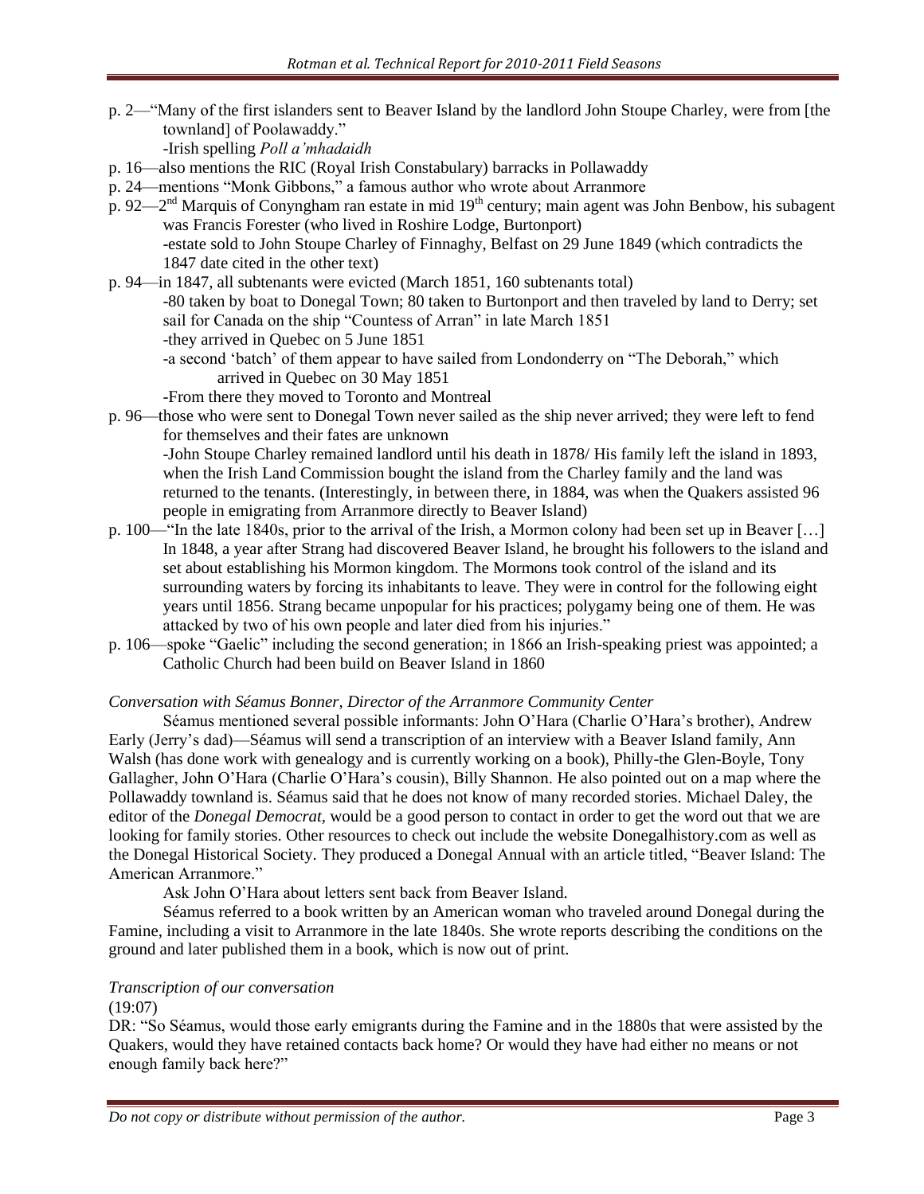- p. 2—"Many of the first islanders sent to Beaver Island by the landlord John Stoupe Charley, were from [the townland] of Poolawaddy."
  - -Irish spelling *Poll a'mhadaidh*
- p. 16—also mentions the RIC (Royal Irish Constabulary) barracks in Pollawaddy
- p. 24—mentions "Monk Gibbons," a famous author who wrote about Arranmore
- p. 92—2nd Marquis of Conyngham ran estate in mid 19th century; main agent was John Benbow, his subagent was Francis Forester (who lived in Roshire Lodge, Burtonport)
  - -estate sold to John Stoupe Charley of Finnaghy, Belfast on 29 June 1849 (which contradicts the 1847 date cited in the other text)
- p. 94—in 1847, all subtenants were evicted (March 1851, 160 subtenants total)
  - -80 taken by boat to Donegal Town; 80 taken to Burtonport and then traveled by land to Derry; set sail for Canada on the ship "Countess of Arran" in late March 1851
  - -they arrived in Quebec on 5 June 1851
  - -a second 'batch' of them appear to have sailed from Londonderry on "The Deborah," which arrived in Quebec on 30 May 1851
  - -From there they moved to Toronto and Montreal
- p. 96—those who were sent to Donegal Town never sailed as the ship never arrived; they were left to fend for themselves and their fates are unknown
  - -John Stoupe Charley remained landlord until his death in 1878/ His family left the island in 1893, when the Irish Land Commission bought the island from the Charley family and the land was returned to the tenants. (Interestingly, in between there, in 1884, was when the Quakers assisted 96 people in emigrating from Arranmore directly to Beaver Island)
- p. 100—"In the late 1840s, prior to the arrival of the Irish, a Mormon colony had been set up in Beaver […] In 1848, a year after Strang had discovered Beaver Island, he brought his followers to the island and set about establishing his Mormon kingdom. The Mormons took control of the island and its surrounding waters by forcing its inhabitants to leave. They were in control for the following eight years until 1856. Strang became unpopular for his practices; polygamy being one of them. He was attacked by two of his own people and later died from his injuries."
- p. 106—spoke "Gaelic" including the second generation; in 1866 an Irish-speaking priest was appointed; a Catholic Church had been build on Beaver Island in 1860

*Conversation with Séamus Bonner, Director of the Arranmore Community Center*

Séamus mentioned several possible informants: John O'Hara (Charlie O'Hara's brother), Andrew Early (Jerry's dad)—Séamus will send a transcription of an interview with a Beaver Island family, Ann Walsh (has done work with genealogy and is currently working on a book), Philly-the Glen-Boyle, Tony Gallagher, John O'Hara (Charlie O'Hara's cousin), Billy Shannon. He also pointed out on a map where the Pollawaddy townland is. Séamus said that he does not know of many recorded stories. Michael Daley, the editor of the *Donegal Democrat,* would be a good person to contact in order to get the word out that we are looking for family stories. Other resources to check out include the website Donegalhistory.com as well as the Donegal Historical Society. They produced a Donegal Annual with an article titled, "Beaver Island: The American Arranmore."

Ask John O'Hara about letters sent back from Beaver Island.

Séamus referred to a book written by an American woman who traveled around Donegal during the Famine, including a visit to Arranmore in the late 1840s. She wrote reports describing the conditions on the ground and later published them in a book, which is now out of print.

*Transcription of our conversation*

(19:07)

DR: "So Séamus, would those early emigrants during the Famine and in the 1880s that were assisted by the Quakers, would they have retained contacts back home? Or would they have had either no means or not enough family back here?"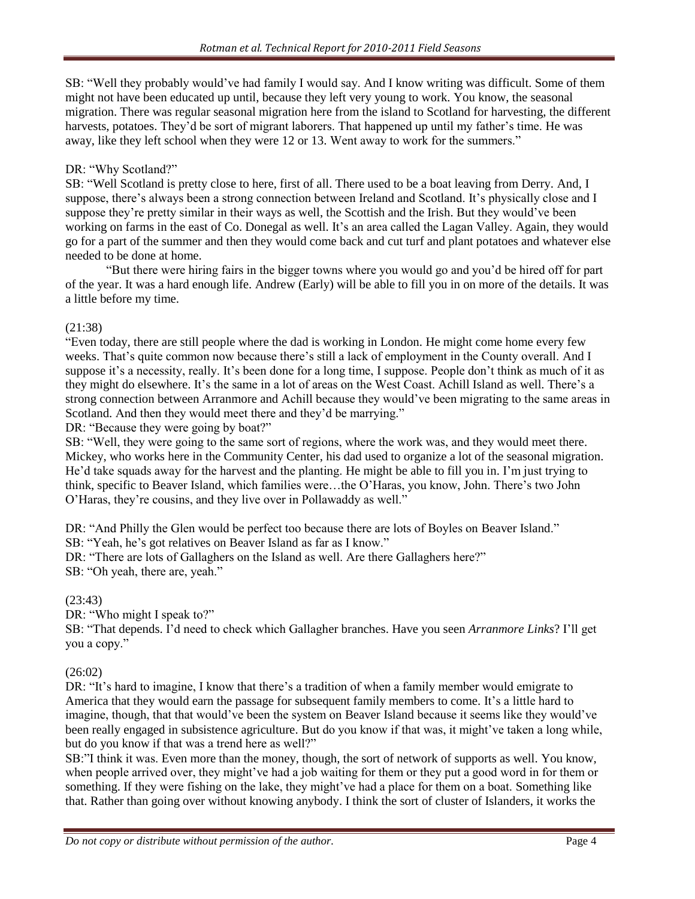SB: "Well they probably would've had family I would say. And I know writing was difficult. Some of them might not have been educated up until, because they left very young to work. You know, the seasonal migration. There was regular seasonal migration here from the island to Scotland for harvesting, the different harvests, potatoes. They'd be sort of migrant laborers. That happened up until my father's time. He was away, like they left school when they were 12 or 13. Went away to work for the summers."

DR: "Why Scotland?"
SB: "Well Scotland is pretty close to here, first of all. There used to be a boat leaving from Derry. And, I suppose, there's always been a strong connection between Ireland and Scotland. It's physically close and I suppose they're pretty similar in their ways as well, the Scottish and the Irish. But they would've been working on farms in the east of Co. Donegal as well. It's an area called the Lagan Valley. Again, they would go for a part of the summer and then they would come back and cut turf and plant potatoes and whatever else needed to be done at home.

"But there were hiring fairs in the bigger towns where you would go and you'd be hired off for part of the year. It was a hard enough life. Andrew (Early) will be able to fill you in on more of the details. It was a little before my time.

(21:38)
"Even today, there are still people where the dad is working in London. He might come home every few weeks. That's quite common now because there's still a lack of employment in the County overall. And I suppose it's a necessity, really. It's been done for a long time, I suppose. People don't think as much of it as they might do elsewhere. It's the same in a lot of areas on the West Coast. Achill Island as well. There's a strong connection between Arranmore and Achill because they would've been migrating to the same areas in Scotland. And then they would meet there and they'd be marrying."
DR: "Because they were going by boat?"
SB: "Well, they were going to the same sort of regions, where the work was, and they would meet there. Mickey, who works here in the Community Center, his dad used to organize a lot of the seasonal migration. He'd take squads away for the harvest and the planting. He might be able to fill you in. I'm just trying to think, specific to Beaver Island, which families were…the O'Haras, you know, John. There's two John O'Haras, they're cousins, and they live over in Pollawaddy as well."

DR: "And Philly the Glen would be perfect too because there are lots of Boyles on Beaver Island."
SB: "Yeah, he's got relatives on Beaver Island as far as I know."
DR: "There are lots of Gallaghers on the Island as well. Are there Gallaghers here?"
SB: "Oh yeah, there are, yeah."

(23:43)
DR: "Who might I speak to?"
SB: "That depends. I'd need to check which Gallagher branches. Have you seen *Arranmore Links*? I'll get you a copy."

(26:02)
DR: "It's hard to imagine, I know that there's a tradition of when a family member would emigrate to America that they would earn the passage for subsequent family members to come. It's a little hard to imagine, though, that that would've been the system on Beaver Island because it seems like they would've been really engaged in subsistence agriculture. But do you know if that was, it might've taken a long while, but do you know if that was a trend here as well?"
SB:"I think it was. Even more than the money, though, the sort of network of supports as well. You know, when people arrived over, they might've had a job waiting for them or they put a good word in for them or something. If they were fishing on the lake, they might've had a place for them on a boat. Something like that. Rather than going over without knowing anybody. I think the sort of cluster of Islanders, it works the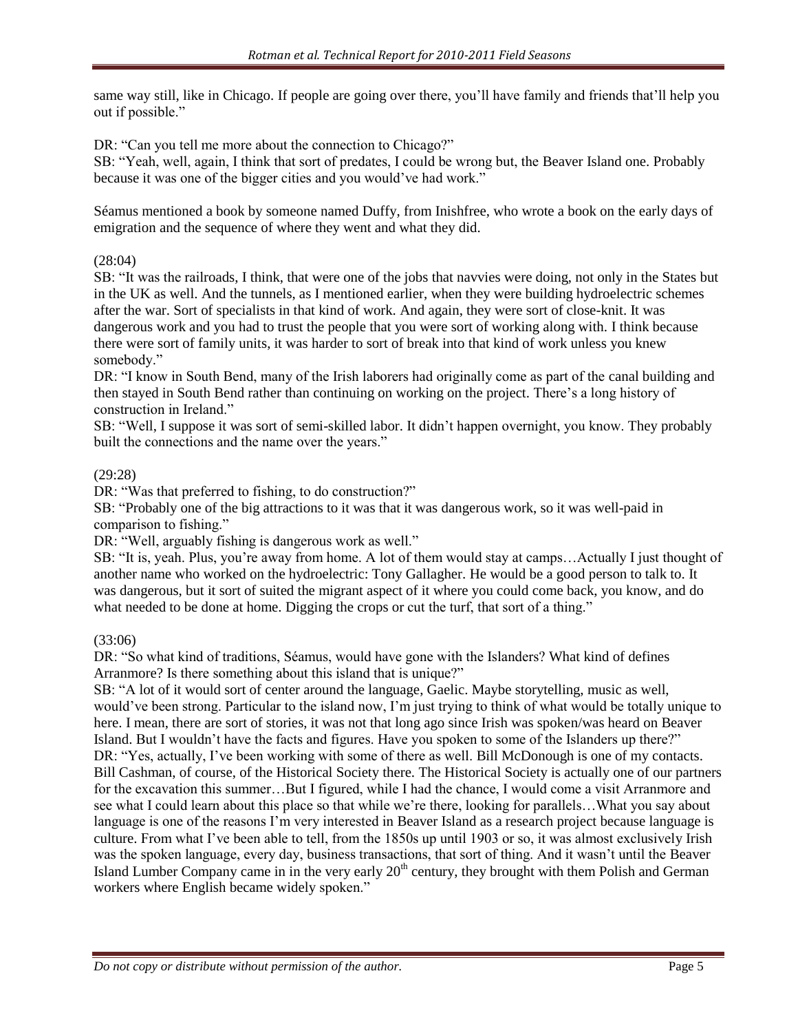same way still, like in Chicago. If people are going over there, you'll have family and friends that'll help you out if possible."

DR: "Can you tell me more about the connection to Chicago?"
SB: "Yeah, well, again, I think that sort of predates, I could be wrong but, the Beaver Island one. Probably because it was one of the bigger cities and you would've had work."

Séamus mentioned a book by someone named Duffy, from Inishfree, who wrote a book on the early days of emigration and the sequence of where they went and what they did.

(28:04)
SB: "It was the railroads, I think, that were one of the jobs that navvies were doing, not only in the States but in the UK as well. And the tunnels, as I mentioned earlier, when they were building hydroelectric schemes after the war. Sort of specialists in that kind of work. And again, they were sort of close-knit. It was dangerous work and you had to trust the people that you were sort of working along with. I think because there were sort of family units, it was harder to sort of break into that kind of work unless you knew somebody."
DR: "I know in South Bend, many of the Irish laborers had originally come as part of the canal building and then stayed in South Bend rather than continuing on working on the project. There's a long history of construction in Ireland."
SB: "Well, I suppose it was sort of semi-skilled labor. It didn't happen overnight, you know. They probably built the connections and the name over the years."

(29:28)
DR: "Was that preferred to fishing, to do construction?"
SB: "Probably one of the big attractions to it was that it was dangerous work, so it was well-paid in comparison to fishing."
DR: "Well, arguably fishing is dangerous work as well."
SB: "It is, yeah. Plus, you're away from home. A lot of them would stay at camps…Actually I just thought of another name who worked on the hydroelectric: Tony Gallagher. He would be a good person to talk to. It was dangerous, but it sort of suited the migrant aspect of it where you could come back, you know, and do what needed to be done at home. Digging the crops or cut the turf, that sort of a thing."

(33:06)
DR: "So what kind of traditions, Séamus, would have gone with the Islanders? What kind of defines Arranmore? Is there something about this island that is unique?"
SB: "A lot of it would sort of center around the language, Gaelic. Maybe storytelling, music as well, would've been strong. Particular to the island now, I'm just trying to think of what would be totally unique to here. I mean, there are sort of stories, it was not that long ago since Irish was spoken/was heard on Beaver Island. But I wouldn't have the facts and figures. Have you spoken to some of the Islanders up there?"
DR: "Yes, actually, I've been working with some of there as well. Bill McDonough is one of my contacts. Bill Cashman, of course, of the Historical Society there. The Historical Society is actually one of our partners for the excavation this summer…But I figured, while I had the chance, I would come a visit Arranmore and see what I could learn about this place so that while we're there, looking for parallels…What you say about language is one of the reasons I'm very interested in Beaver Island as a research project because language is culture. From what I've been able to tell, from the 1850s up until 1903 or so, it was almost exclusively Irish was the spoken language, every day, business transactions, that sort of thing. And it wasn't until the Beaver Island Lumber Company came in in the very early 20th century, they brought with them Polish and German workers where English became widely spoken."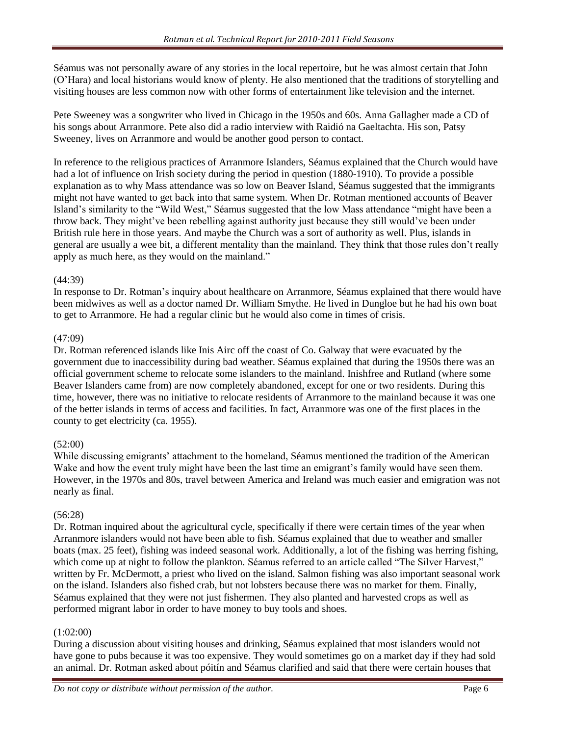Séamus was not personally aware of any stories in the local repertoire, but he was almost certain that John (O'Hara) and local historians would know of plenty. He also mentioned that the traditions of storytelling and visiting houses are less common now with other forms of entertainment like television and the internet.

Pete Sweeney was a songwriter who lived in Chicago in the 1950s and 60s. Anna Gallagher made a CD of his songs about Arranmore. Pete also did a radio interview with Raidió na Gaeltachta. His son, Patsy Sweeney, lives on Arranmore and would be another good person to contact.

In reference to the religious practices of Arranmore Islanders, Séamus explained that the Church would have had a lot of influence on Irish society during the period in question (1880-1910). To provide a possible explanation as to why Mass attendance was so low on Beaver Island, Séamus suggested that the immigrants might not have wanted to get back into that same system. When Dr. Rotman mentioned accounts of Beaver Island's similarity to the "Wild West," Séamus suggested that the low Mass attendance "might have been a throw back. They might've been rebelling against authority just because they still would've been under British rule here in those years. And maybe the Church was a sort of authority as well. Plus, islands in general are usually a wee bit, a different mentality than the mainland. They think that those rules don't really apply as much here, as they would on the mainland."

(44:39)
In response to Dr. Rotman's inquiry about healthcare on Arranmore, Séamus explained that there would have been midwives as well as a doctor named Dr. William Smythe. He lived in Dungloe but he had his own boat to get to Arranmore. He had a regular clinic but he would also come in times of crisis.

(47:09)
Dr. Rotman referenced islands like Inis Airc off the coast of Co. Galway that were evacuated by the government due to inaccessibility during bad weather. Séamus explained that during the 1950s there was an official government scheme to relocate some islanders to the mainland. Inishfree and Rutland (where some Beaver Islanders came from) are now completely abandoned, except for one or two residents. During this time, however, there was no initiative to relocate residents of Arranmore to the mainland because it was one of the better islands in terms of access and facilities. In fact, Arranmore was one of the first places in the county to get electricity (ca. 1955).

(52:00)
While discussing emigrants' attachment to the homeland, Séamus mentioned the tradition of the American Wake and how the event truly might have been the last time an emigrant's family would have seen them. However, in the 1970s and 80s, travel between America and Ireland was much easier and emigration was not nearly as final.

(56:28)
Dr. Rotman inquired about the agricultural cycle, specifically if there were certain times of the year when Arranmore islanders would not have been able to fish. Séamus explained that due to weather and smaller boats (max. 25 feet), fishing was indeed seasonal work. Additionally, a lot of the fishing was herring fishing, which come up at night to follow the plankton. Séamus referred to an article called "The Silver Harvest," written by Fr. McDermott, a priest who lived on the island. Salmon fishing was also important seasonal work on the island. Islanders also fished crab, but not lobsters because there was no market for them. Finally, Séamus explained that they were not just fishermen. They also planted and harvested crops as well as performed migrant labor in order to have money to buy tools and shoes.

(1:02:00)
During a discussion about visiting houses and drinking, Séamus explained that most islanders would not have gone to pubs because it was too expensive. They would sometimes go on a market day if they had sold an animal. Dr. Rotman asked about póitín and Séamus clarified and said that there were certain houses that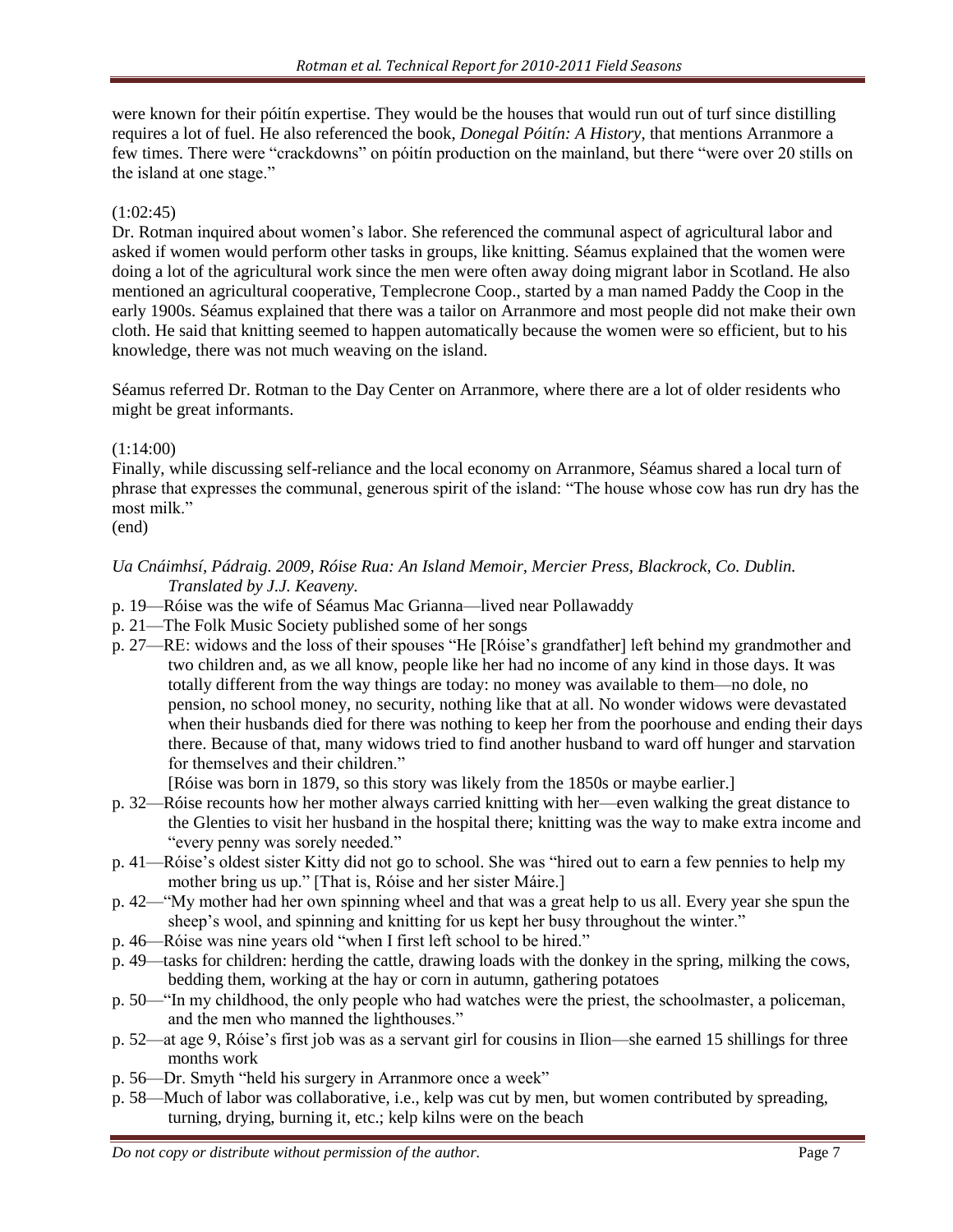were known for their póitín expertise. They would be the houses that would run out of turf since distilling requires a lot of fuel. He also referenced the book, *Donegal Póitín: A History*, that mentions Arranmore a few times. There were "crackdowns" on póitín production on the mainland, but there "were over 20 stills on the island at one stage."

(1:02:45)
Dr. Rotman inquired about women's labor. She referenced the communal aspect of agricultural labor and asked if women would perform other tasks in groups, like knitting. Séamus explained that the women were doing a lot of the agricultural work since the men were often away doing migrant labor in Scotland. He also mentioned an agricultural cooperative, Templecrone Coop., started by a man named Paddy the Coop in the early 1900s. Séamus explained that there was a tailor on Arranmore and most people did not make their own cloth. He said that knitting seemed to happen automatically because the women were so efficient, but to his knowledge, there was not much weaving on the island.

Séamus referred Dr. Rotman to the Day Center on Arranmore, where there are a lot of older residents who might be great informants.

(1:14:00)
Finally, while discussing self-reliance and the local economy on Arranmore, Séamus shared a local turn of phrase that expresses the communal, generous spirit of the island: "The house whose cow has run dry has the most milk."
(end)

*Ua Cnáimhsí, Pádraig. 2009, Róise Rua: An Island Memoir, Mercier Press, Blackrock, Co. Dublin. Translated by J.J. Keaveny.*

- p. 19—Róise was the wife of Séamus Mac Grianna—lived near Pollawaddy
- p. 21—The Folk Music Society published some of her songs
- p. 27—RE: widows and the loss of their spouses "He [Róise's grandfather] left behind my grandmother and two children and, as we all know, people like her had no income of any kind in those days. It was totally different from the way things are today: no money was available to them—no dole, no pension, no school money, no security, nothing like that at all. No wonder widows were devastated when their husbands died for there was nothing to keep her from the poorhouse and ending their days there. Because of that, many widows tried to find another husband to ward off hunger and starvation for themselves and their children."
  [Róise was born in 1879, so this story was likely from the 1850s or maybe earlier.]
- p. 32—Róise recounts how her mother always carried knitting with her—even walking the great distance to the Glenties to visit her husband in the hospital there; knitting was the way to make extra income and "every penny was sorely needed."
- p. 41—Róise's oldest sister Kitty did not go to school. She was "hired out to earn a few pennies to help my mother bring us up." [That is, Róise and her sister Máire.]
- p. 42—"My mother had her own spinning wheel and that was a great help to us all. Every year she spun the sheep's wool, and spinning and knitting for us kept her busy throughout the winter."
- p. 46—Róise was nine years old "when I first left school to be hired."
- p. 49—tasks for children: herding the cattle, drawing loads with the donkey in the spring, milking the cows, bedding them, working at the hay or corn in autumn, gathering potatoes
- p. 50—"In my childhood, the only people who had watches were the priest, the schoolmaster, a policeman, and the men who manned the lighthouses."
- p. 52—at age 9, Róise's first job was as a servant girl for cousins in Ilion—she earned 15 shillings for three months work
- p. 56—Dr. Smyth "held his surgery in Arranmore once a week"
- p. 58—Much of labor was collaborative, i.e., kelp was cut by men, but women contributed by spreading, turning, drying, burning it, etc.; kelp kilns were on the beach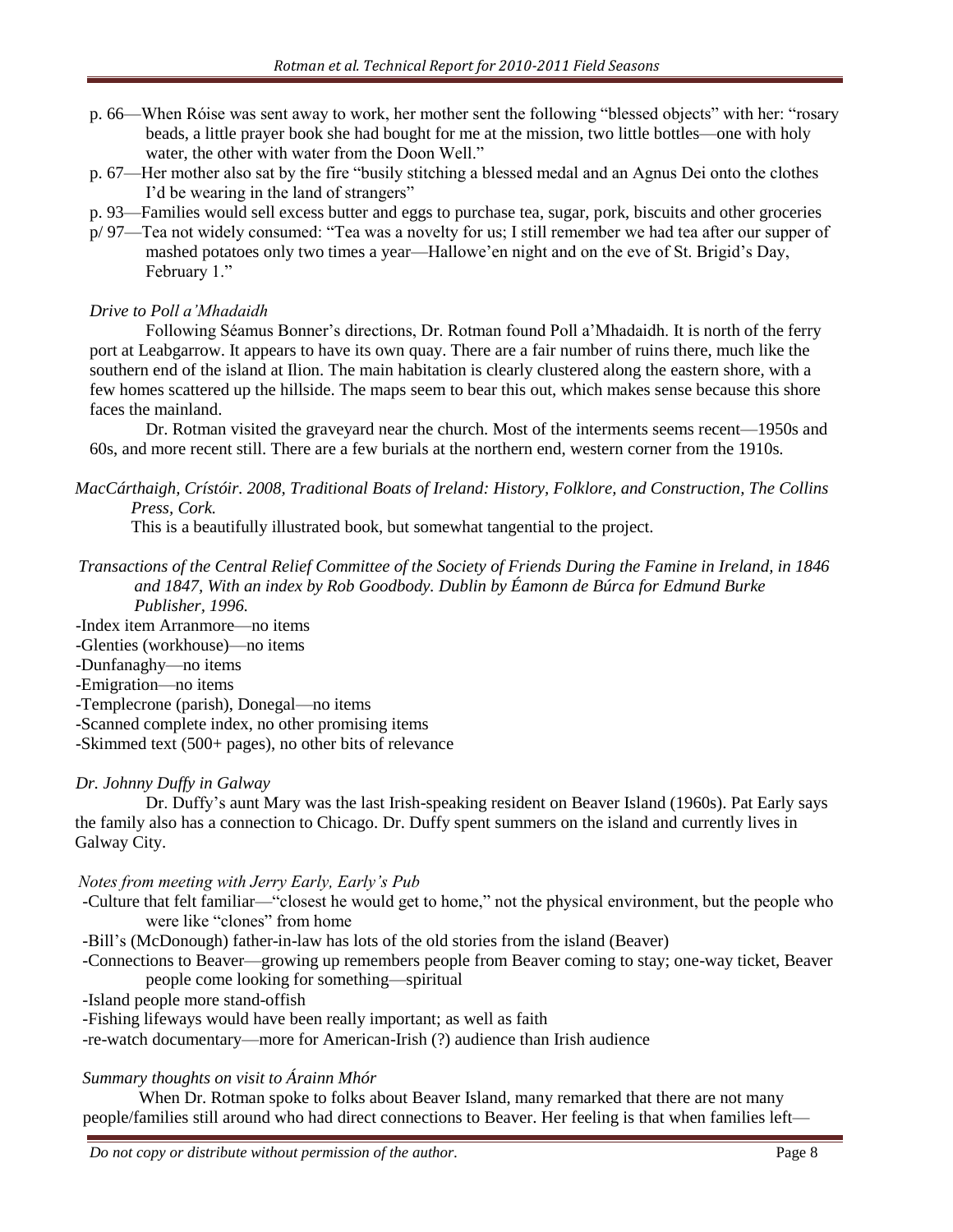- p. 66—When Róise was sent away to work, her mother sent the following "blessed objects" with her: "rosary beads, a little prayer book she had bought for me at the mission, two little bottles—one with holy water, the other with water from the Doon Well."
- p. 67—Her mother also sat by the fire "busily stitching a blessed medal and an Agnus Dei onto the clothes I'd be wearing in the land of strangers"
- p. 93—Families would sell excess butter and eggs to purchase tea, sugar, pork, biscuits and other groceries
- p/ 97—Tea not widely consumed: "Tea was a novelty for us; I still remember we had tea after our supper of mashed potatoes only two times a year—Hallowe'en night and on the eve of St. Brigid's Day, February 1."

*Drive to Poll a'Mhadaidh*

Following Séamus Bonner's directions, Dr. Rotman found Poll a'Mhadaidh. It is north of the ferry port at Leabgarrow. It appears to have its own quay. There are a fair number of ruins there, much like the southern end of the island at Ilion. The main habitation is clearly clustered along the eastern shore, with a few homes scattered up the hillside. The maps seem to bear this out, which makes sense because this shore faces the mainland.

Dr. Rotman visited the graveyard near the church. Most of the interments seems recent—1950s and 60s, and more recent still. There are a few burials at the northern end, western corner from the 1910s.

*MacCárthaigh, Crístóir. 2008, Traditional Boats of Ireland: History, Folklore, and Construction, The Collins Press, Cork.*

This is a beautifully illustrated book, but somewhat tangential to the project.

*Transactions of the Central Relief Committee of the Society of Friends During the Famine in Ireland, in 1846 and 1847, With an index by Rob Goodbody. Dublin by Éamonn de Búrca for Edmund Burke Publisher, 1996.*

-Index item Arranmore—no items
-Glenties (workhouse)—no items
-Dunfanaghy—no items
-Emigration—no items
-Templecrone (parish), Donegal—no items
-Scanned complete index, no other promising items
-Skimmed text (500+ pages), no other bits of relevance

*Dr. Johnny Duffy in Galway*

Dr. Duffy's aunt Mary was the last Irish-speaking resident on Beaver Island (1960s). Pat Early says the family also has a connection to Chicago. Dr. Duffy spent summers on the island and currently lives in Galway City.

*Notes from meeting with Jerry Early, Early's Pub*

-Culture that felt familiar—"closest he would get to home," not the physical environment, but the people who were like "clones" from home
-Bill's (McDonough) father-in-law has lots of the old stories from the island (Beaver)
-Connections to Beaver—growing up remembers people from Beaver coming to stay; one-way ticket, Beaver people come looking for something—spiritual
-Island people more stand-offish
-Fishing lifeways would have been really important; as well as faith
-re-watch documentary—more for American-Irish (?) audience than Irish audience

*Summary thoughts on visit to Árainn Mhór*

When Dr. Rotman spoke to folks about Beaver Island, many remarked that there are not many people/families still around who had direct connections to Beaver. Her feeling is that when families left—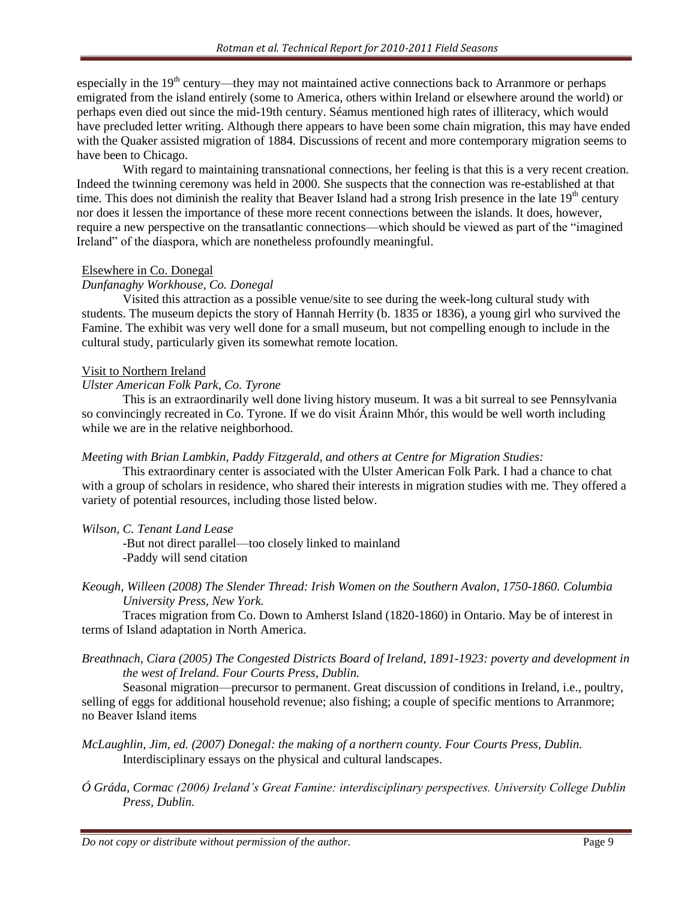especially in the 19th century—they may not maintained active connections back to Arranmore or perhaps emigrated from the island entirely (some to America, others within Ireland or elsewhere around the world) or perhaps even died out since the mid-19th century. Séamus mentioned high rates of illiteracy, which would have precluded letter writing. Although there appears to have been some chain migration, this may have ended with the Quaker assisted migration of 1884. Discussions of recent and more contemporary migration seems to have been to Chicago.

With regard to maintaining transnational connections, her feeling is that this is a very recent creation. Indeed the twinning ceremony was held in 2000. She suspects that the connection was re-established at that time. This does not diminish the reality that Beaver Island had a strong Irish presence in the late 19th century nor does it lessen the importance of these more recent connections between the islands. It does, however, require a new perspective on the transatlantic connections—which should be viewed as part of the "imagined Ireland" of the diaspora, which are nonetheless profoundly meaningful.

Elsewhere in Co. Donegal

*Dunfanaghy Workhouse, Co. Donegal*

Visited this attraction as a possible venue/site to see during the week-long cultural study with students. The museum depicts the story of Hannah Herrity (b. 1835 or 1836), a young girl who survived the Famine. The exhibit was very well done for a small museum, but not compelling enough to include in the cultural study, particularly given its somewhat remote location.

Visit to Northern Ireland

*Ulster American Folk Park, Co. Tyrone*

This is an extraordinarily well done living history museum. It was a bit surreal to see Pennsylvania so convincingly recreated in Co. Tyrone. If we do visit Árainn Mhór, this would be well worth including while we are in the relative neighborhood.

*Meeting with Brian Lambkin, Paddy Fitzgerald, and others at Centre for Migration Studies:*

This extraordinary center is associated with the Ulster American Folk Park. I had a chance to chat with a group of scholars in residence, who shared their interests in migration studies with me. They offered a variety of potential resources, including those listed below.

*Wilson, C. Tenant Land Lease*

-But not direct parallel—too closely linked to mainland
-Paddy will send citation

*Keough, Willeen (2008) The Slender Thread: Irish Women on the Southern Avalon, 1750-1860. Columbia University Press, New York.*

Traces migration from Co. Down to Amherst Island (1820-1860) in Ontario. May be of interest in terms of Island adaptation in North America.

*Breathnach, Ciara (2005) The Congested Districts Board of Ireland, 1891-1923: poverty and development in the west of Ireland. Four Courts Press, Dublin.*

Seasonal migration—precursor to permanent. Great discussion of conditions in Ireland, i.e., poultry, selling of eggs for additional household revenue; also fishing; a couple of specific mentions to Arranmore; no Beaver Island items

*McLaughlin, Jim, ed. (2007) Donegal: the making of a northern county. Four Courts Press, Dublin.*

Interdisciplinary essays on the physical and cultural landscapes.

*Ó Gráda, Cormac (2006) Ireland's Great Famine: interdisciplinary perspectives. University College Dublin Press, Dublin.*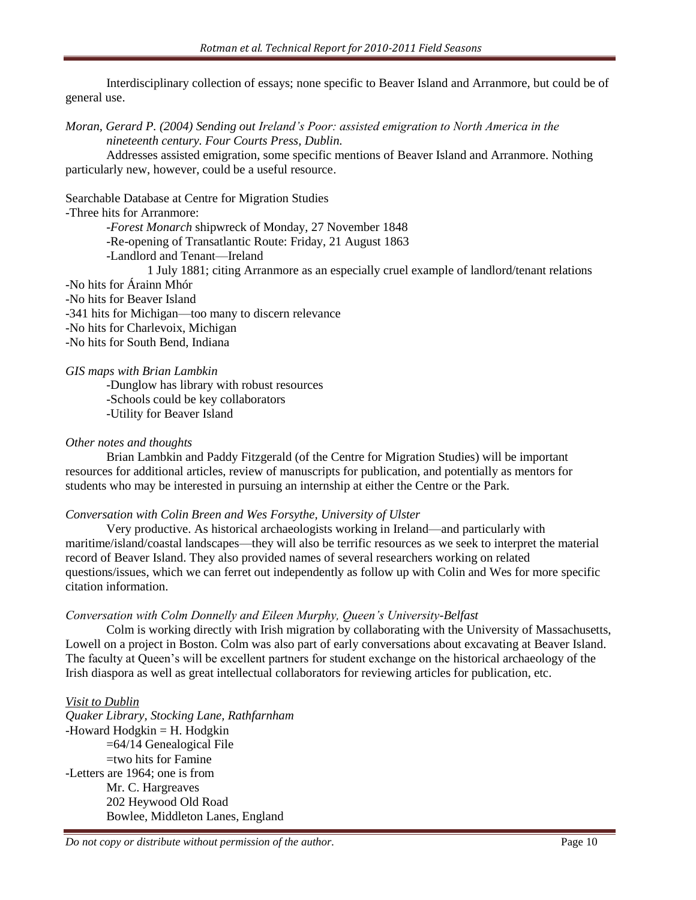Interdisciplinary collection of essays; none specific to Beaver Island and Arranmore, but could be of general use.

*Moran, Gerard P. (2004) Sending out Ireland's Poor: assisted emigration to North America in the nineteenth century. Four Courts Press, Dublin.*

Addresses assisted emigration, some specific mentions of Beaver Island and Arranmore. Nothing particularly new, however, could be a useful resource.

Searchable Database at Centre for Migration Studies

- Three hits for Arranmore:
  - *Forest Monarch* shipwreck of Monday, 27 November 1848
  - Re-opening of Transatlantic Route: Friday, 21 August 1863
  - Landlord and Tenant—Ireland
    - 1 July 1881; citing Arranmore as an especially cruel example of landlord/tenant relations
- No hits for Árainn Mhór
- No hits for Beaver Island
- 341 hits for Michigan—too many to discern relevance
- No hits for Charlevoix, Michigan
- No hits for South Bend, Indiana

*GIS maps with Brian Lambkin*

- Dunglow has library with robust resources
- Schools could be key collaborators
- Utility for Beaver Island

*Other notes and thoughts*

Brian Lambkin and Paddy Fitzgerald (of the Centre for Migration Studies) will be important resources for additional articles, review of manuscripts for publication, and potentially as mentors for students who may be interested in pursuing an internship at either the Centre or the Park.

*Conversation with Colin Breen and Wes Forsythe, University of Ulster*

Very productive. As historical archaeologists working in Ireland—and particularly with maritime/island/coastal landscapes—they will also be terrific resources as we seek to interpret the material record of Beaver Island. They also provided names of several researchers working on related questions/issues, which we can ferret out independently as follow up with Colin and Wes for more specific citation information.

*Conversation with Colm Donnelly and Eileen Murphy, Queen's University-Belfast*

Colm is working directly with Irish migration by collaborating with the University of Massachusetts, Lowell on a project in Boston. Colm was also part of early conversations about excavating at Beaver Island. The faculty at Queen's will be excellent partners for student exchange on the historical archaeology of the Irish diaspora as well as great intellectual collaborators for reviewing articles for publication, etc.

*<u>Visit to Dublin</u>*

*Quaker Library, Stocking Lane, Rathfarnham*

- Howard Hodgkin = H. Hodgkin
  - =64/14 Genealogical File
  - =two hits for Famine
- Letters are 1964; one is from
  - Mr. C. Hargreaves
  - 202 Heywood Old Road
  - Bowlee, Middleton Lanes, England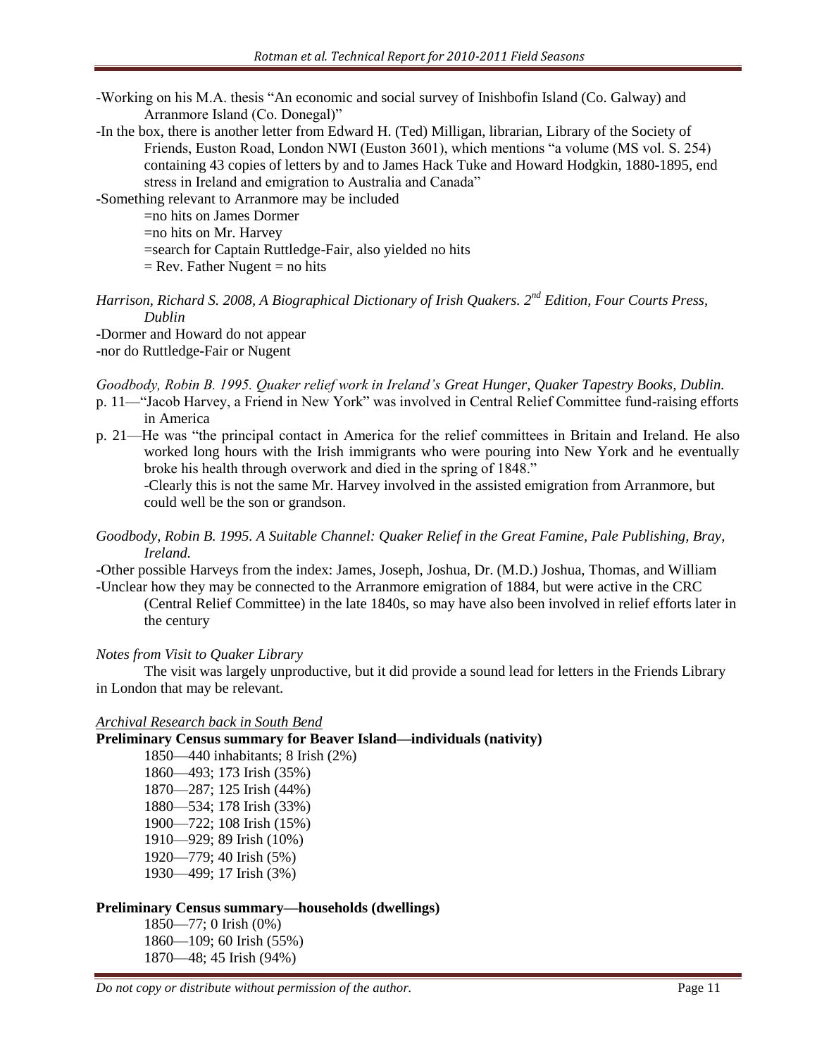-Working on his M.A. thesis "An economic and social survey of Inishbofin Island (Co. Galway) and Arranmore Island (Co. Donegal)"

-In the box, there is another letter from Edward H. (Ted) Milligan, librarian, Library of the Society of Friends, Euston Road, London NWI (Euston 3601), which mentions "a volume (MS vol. S. 254) containing 43 copies of letters by and to James Hack Tuke and Howard Hodgkin, 1880-1895, end stress in Ireland and emigration to Australia and Canada"

-Something relevant to Arranmore may be included

=no hits on James Dormer

=no hits on Mr. Harvey

=search for Captain Ruttledge-Fair, also yielded no hits

= Rev. Father Nugent = no hits

*Harrison, Richard S. 2008, A Biographical Dictionary of Irish Quakers. 2nd Edition, Four Courts Press, Dublin*

-Dormer and Howard do not appear

-nor do Ruttledge-Fair or Nugent

*Goodbody, Robin B. 1995. Quaker relief work in Ireland's Great Hunger, Quaker Tapestry Books, Dublin.*

p. 11—"Jacob Harvey, a Friend in New York" was involved in Central Relief Committee fund-raising efforts in America

p. 21—He was "the principal contact in America for the relief committees in Britain and Ireland. He also worked long hours with the Irish immigrants who were pouring into New York and he eventually broke his health through overwork and died in the spring of 1848."

-Clearly this is not the same Mr. Harvey involved in the assisted emigration from Arranmore, but could well be the son or grandson.

*Goodbody, Robin B. 1995. A Suitable Channel: Quaker Relief in the Great Famine, Pale Publishing, Bray, Ireland.*

-Other possible Harveys from the index: James, Joseph, Joshua, Dr. (M.D.) Joshua, Thomas, and William

-Unclear how they may be connected to the Arranmore emigration of 1884, but were active in the CRC (Central Relief Committee) in the late 1840s, so may have also been involved in relief efforts later in the century

*Notes from Visit to Quaker Library*

The visit was largely unproductive, but it did provide a sound lead for letters in the Friends Library in London that may be relevant.

*Archival Research back in South Bend*

**Preliminary Census summary for Beaver Island—individuals (nativity)**

1850—440 inhabitants; 8 Irish (2%)
1860—493; 173 Irish (35%)
1870—287; 125 Irish (44%)
1880—534; 178 Irish (33%)
1900—722; 108 Irish (15%)
1910—929; 89 Irish (10%)
1920—779; 40 Irish (5%)
1930—499; 17 Irish (3%)

**Preliminary Census summary—households (dwellings)**

1850—77; 0 Irish (0%)
1860—109; 60 Irish (55%)
1870—48; 45 Irish (94%)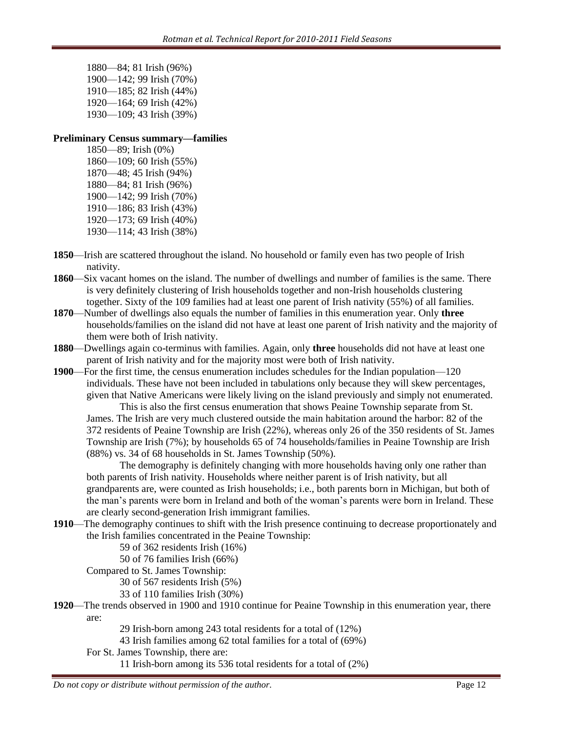1880—84; 81 Irish (96%)
1900—142; 99 Irish (70%)
1910—185; 82 Irish (44%)
1920—164; 69 Irish (42%)
1930—109; 43 Irish (39%)

**Preliminary Census summary—families**

1850—89; Irish (0%)
1860—109; 60 Irish (55%)
1870—48; 45 Irish (94%)
1880—84; 81 Irish (96%)
1900—142; 99 Irish (70%)
1910—186; 83 Irish (43%)
1920—173; 69 Irish (40%)
1930—114; 43 Irish (38%)

**1850**—Irish are scattered throughout the island. No household or family even has two people of Irish nativity.

**1860**—Six vacant homes on the island. The number of dwellings and number of families is the same. There is very definitely clustering of Irish households together and non-Irish households clustering together. Sixty of the 109 families had at least one parent of Irish nativity (55%) of all families.

**1870**—Number of dwellings also equals the number of families in this enumeration year. Only **three** households/families on the island did not have at least one parent of Irish nativity and the majority of them were both of Irish nativity.

**1880**—Dwellings again co-terminus with families. Again, only **three** households did not have at least one parent of Irish nativity and for the majority most were both of Irish nativity.

**1900**—For the first time, the census enumeration includes schedules for the Indian population—120 individuals. These have not been included in tabulations only because they will skew percentages, given that Native Americans were likely living on the island previously and simply not enumerated.

This is also the first census enumeration that shows Peaine Township separate from St. James. The Irish are very much clustered outside the main habitation around the harbor: 82 of the 372 residents of Peaine Township are Irish (22%), whereas only 26 of the 350 residents of St. James Township are Irish (7%); by households 65 of 74 households/families in Peaine Township are Irish (88%) vs. 34 of 68 households in St. James Township (50%).

The demography is definitely changing with more households having only one rather than both parents of Irish nativity. Households where neither parent is of Irish nativity, but all grandparents are, were counted as Irish households; i.e., both parents born in Michigan, but both of the man's parents were born in Ireland and both of the woman's parents were born in Ireland. These are clearly second-generation Irish immigrant families.

**1910**—The demography continues to shift with the Irish presence continuing to decrease proportionately and the Irish families concentrated in the Peaine Township:

59 of 362 residents Irish (16%)
50 of 76 families Irish (66%)

Compared to St. James Township:

30 of 567 residents Irish (5%)
33 of 110 families Irish (30%)

**1920**—The trends observed in 1900 and 1910 continue for Peaine Township in this enumeration year, there are:

29 Irish-born among 243 total residents for a total of (12%)
43 Irish families among 62 total families for a total of (69%)

For St. James Township, there are:

11 Irish-born among its 536 total residents for a total of (2%)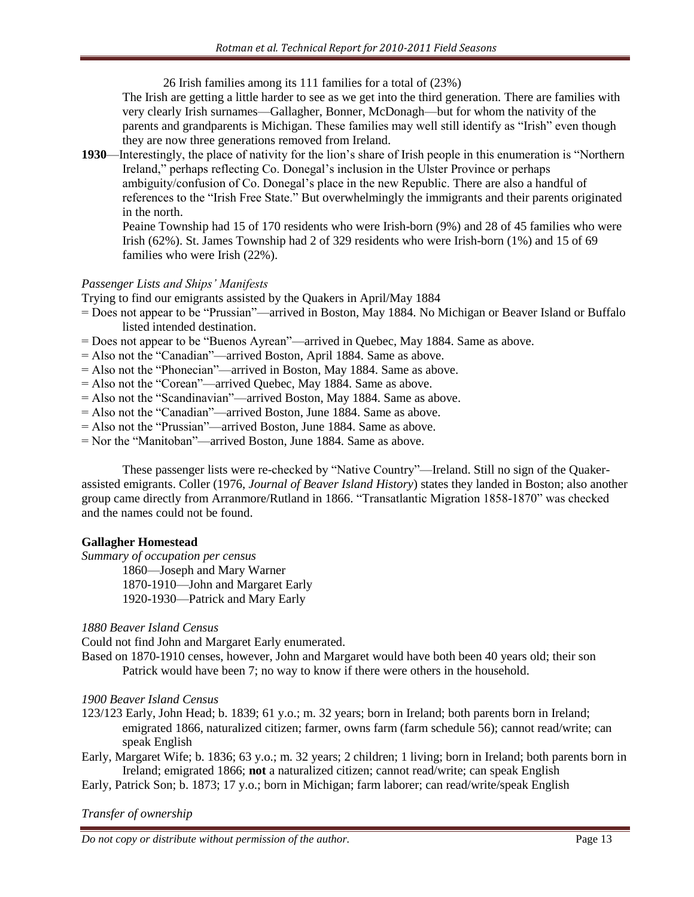26 Irish families among its 111 families for a total of (23%)

The Irish are getting a little harder to see as we get into the third generation. There are families with very clearly Irish surnames—Gallagher, Bonner, McDonagh—but for whom the nativity of the parents and grandparents is Michigan. These families may well still identify as "Irish" even though they are now three generations removed from Ireland.

**1930**—Interestingly, the place of nativity for the lion's share of Irish people in this enumeration is "Northern Ireland," perhaps reflecting Co. Donegal's inclusion in the Ulster Province or perhaps ambiguity/confusion of Co. Donegal's place in the new Republic. There are also a handful of references to the "Irish Free State." But overwhelmingly the immigrants and their parents originated in the north.

Peaine Township had 15 of 170 residents who were Irish-born (9%) and 28 of 45 families who were Irish (62%). St. James Township had 2 of 329 residents who were Irish-born (1%) and 15 of 69 families who were Irish (22%).

*Passenger Lists and Ships' Manifests*

Trying to find our emigrants assisted by the Quakers in April/May 1884

= Does not appear to be "Prussian"—arrived in Boston, May 1884. No Michigan or Beaver Island or Buffalo listed intended destination.
= Does not appear to be "Buenos Ayrean"—arrived in Quebec, May 1884. Same as above.
= Also not the "Canadian"—arrived Boston, April 1884. Same as above.
= Also not the "Phonecian"—arrived in Boston, May 1884. Same as above.
= Also not the "Corean"—arrived Quebec, May 1884. Same as above.
= Also not the "Scandinavian"—arrived Boston, May 1884. Same as above.
= Also not the "Canadian"—arrived Boston, June 1884. Same as above.
= Also not the "Prussian"—arrived Boston, June 1884. Same as above.
= Nor the "Manitoban"—arrived Boston, June 1884. Same as above.

These passenger lists were re-checked by "Native Country"—Ireland. Still no sign of the Quaker-assisted emigrants. Coller (1976, *Journal of Beaver Island History*) states they landed in Boston; also another group came directly from Arranmore/Rutland in 1866. "Transatlantic Migration 1858-1870" was checked and the names could not be found.

**Gallagher Homestead**

*Summary of occupation per census*

1860—Joseph and Mary Warner
1870-1910—John and Margaret Early
1920-1930—Patrick and Mary Early

*1880 Beaver Island Census*

Could not find John and Margaret Early enumerated.

Based on 1870-1910 censes, however, John and Margaret would have both been 40 years old; their son Patrick would have been 7; no way to know if there were others in the household.

*1900 Beaver Island Census*

123/123 Early, John Head; b. 1839; 61 y.o.; m. 32 years; born in Ireland; both parents born in Ireland; emigrated 1866, naturalized citizen; farmer, owns farm (farm schedule 56); cannot read/write; can speak English

Early, Margaret Wife; b. 1836; 63 y.o.; m. 32 years; 2 children; 1 living; born in Ireland; both parents born in Ireland; emigrated 1866; **not** a naturalized citizen; cannot read/write; can speak English

Early, Patrick Son; b. 1873; 17 y.o.; born in Michigan; farm laborer; can read/write/speak English

*Transfer of ownership*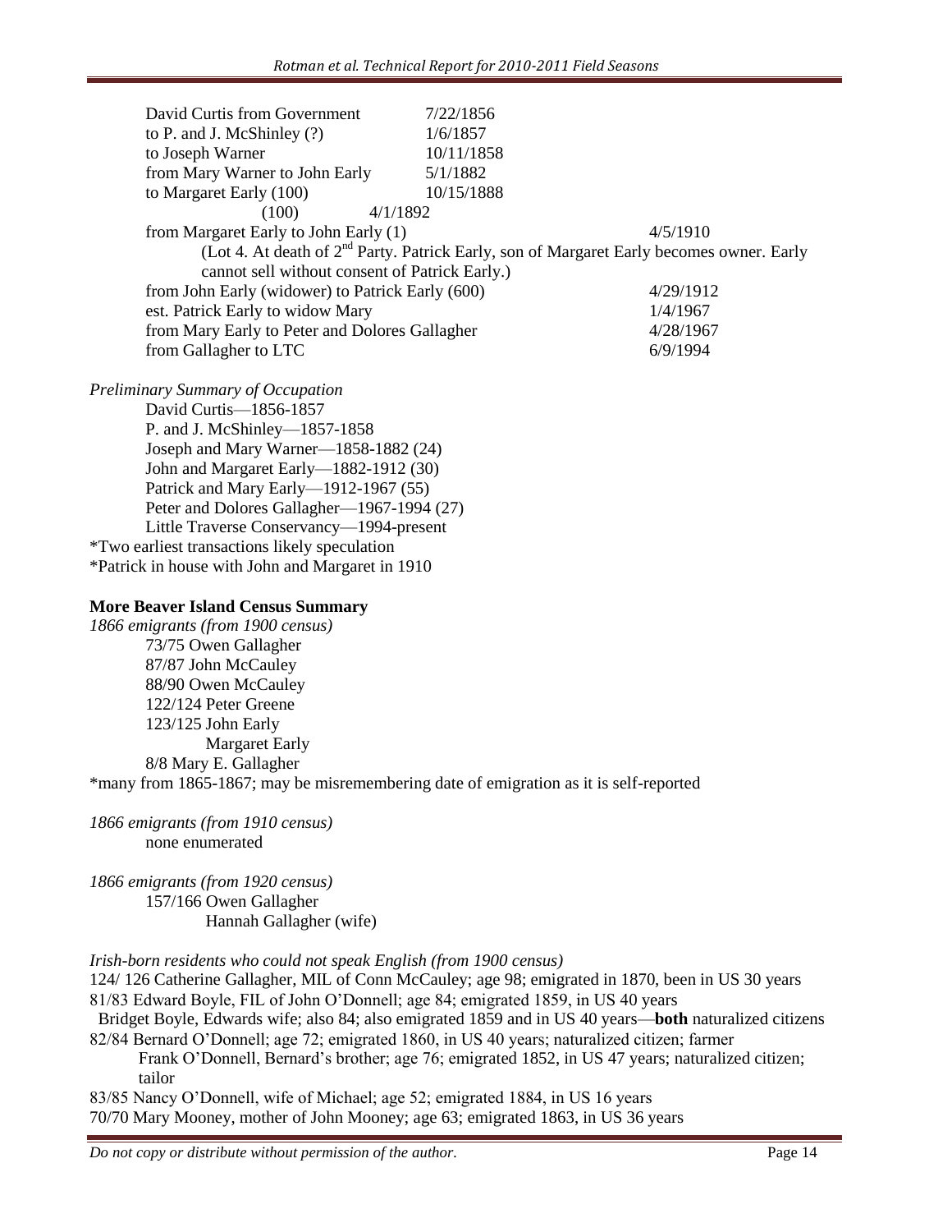David Curtis from Government 7/22/1856
to P. and J. McShinley (?) 1/6/1857
to Joseph Warner 10/11/1858
from Mary Warner to John Early 5/1/1882
to Margaret Early (100) 10/15/1888
(100) 4/1/1892
from Margaret Early to John Early (1) 4/5/1910
(Lot 4. At death of 2[nd] Party. Patrick Early, son of Margaret Early becomes owner. Early cannot sell without consent of Patrick Early.)
from John Early (widower) to Patrick Early (600) 4/29/1912
est. Patrick Early to widow Mary 1/4/1967
from Mary Early to Peter and Dolores Gallagher 4/28/1967
from Gallagher to LTC 6/9/1994

*Preliminary Summary of Occupation*

David Curtis—1856-1857
P. and J. McShinley—1857-1858
Joseph and Mary Warner—1858-1882 (24)
John and Margaret Early—1882-1912 (30)
Patrick and Mary Early—1912-1967 (55)
Peter and Dolores Gallagher—1967-1994 (27)
Little Traverse Conservancy—1994-present

*Two earliest transactions likely speculation
*Patrick in house with John and Margaret in 1910

**More Beaver Island Census Summary**

*1866 emigrants (from 1900 census)*

73/75 Owen Gallagher
87/87 John McCauley
88/90 Owen McCauley
122/124 Peter Greene
123/125 John Early
Margaret Early
8/8 Mary E. Gallagher

*many from 1865-1867; may be misremembering date of emigration as it is self-reported

*1866 emigrants (from 1910 census)*

none enumerated

*1866 emigrants (from 1920 census)*

157/166 Owen Gallagher
Hannah Gallagher (wife)

*Irish-born residents who could not speak English (from 1900 census)*

124/ 126 Catherine Gallagher, MIL of Conn McCauley; age 98; emigrated in 1870, been in US 30 years
81/83 Edward Boyle, FIL of John O'Donnell; age 84; emigrated 1859, in US 40 years
Bridget Boyle, Edwards wife; also 84; also emigrated 1859 and in US 40 years—**both** naturalized citizens
82/84 Bernard O'Donnell; age 72; emigrated 1860, in US 40 years; naturalized citizen; farmer
Frank O'Donnell, Bernard's brother; age 76; emigrated 1852, in US 47 years; naturalized citizen; tailor
83/85 Nancy O'Donnell, wife of Michael; age 52; emigrated 1884, in US 16 years
70/70 Mary Mooney, mother of John Mooney; age 63; emigrated 1863, in US 36 years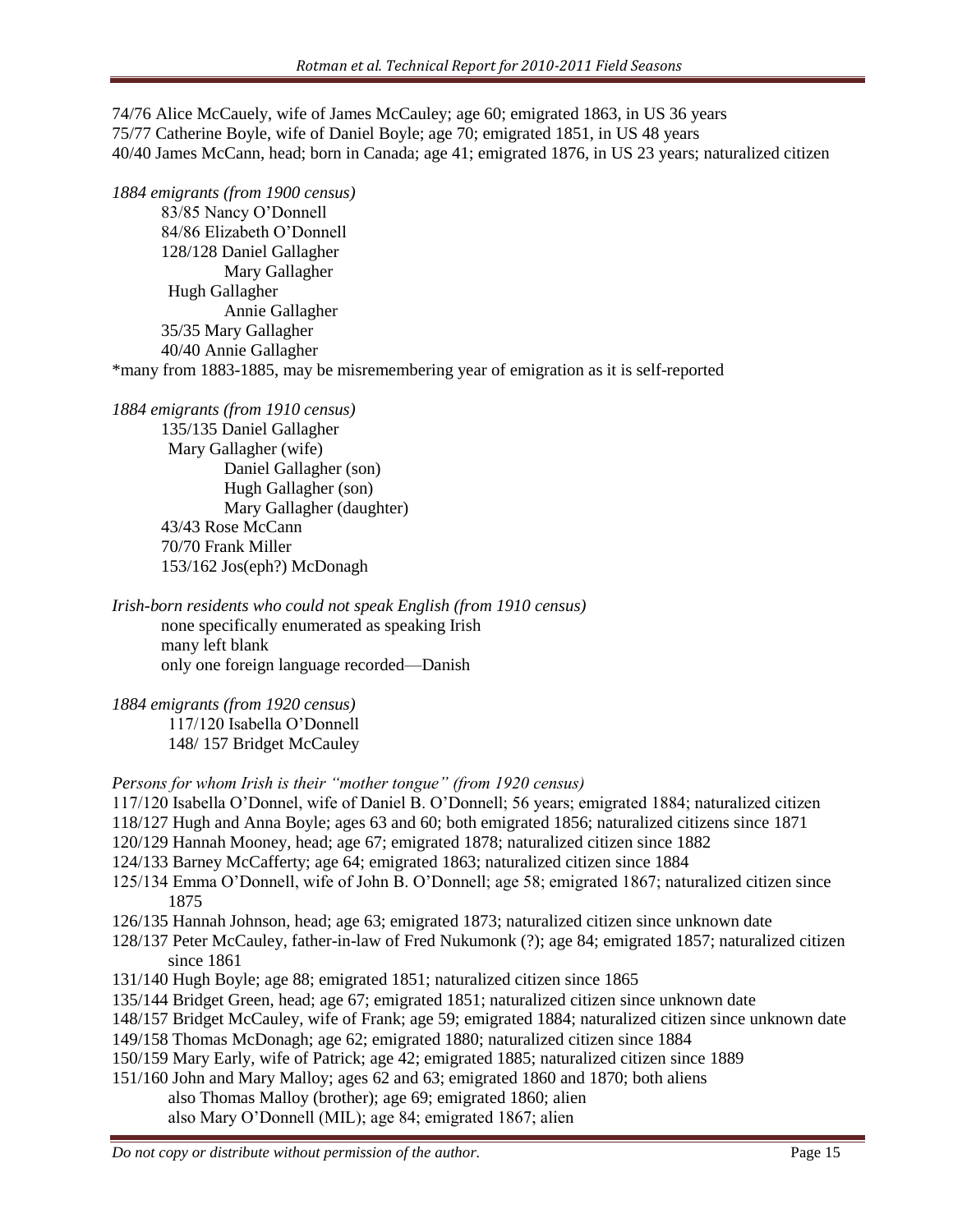74/76 Alice McCauely, wife of James McCauley; age 60; emigrated 1863, in US 36 years
75/77 Catherine Boyle, wife of Daniel Boyle; age 70; emigrated 1851, in US 48 years
40/40 James McCann, head; born in Canada; age 41; emigrated 1876, in US 23 years; naturalized citizen

*1884 emigrants (from 1900 census)*

83/85 Nancy O'Donnell
84/86 Elizabeth O'Donnell
128/128 Daniel Gallagher
Mary Gallagher
Hugh Gallagher
Annie Gallagher
35/35 Mary Gallagher
40/40 Annie Gallagher

*many from 1883-1885, may be misremembering year of emigration as it is self-reported

*1884 emigrants (from 1910 census)*

135/135 Daniel Gallagher
Mary Gallagher (wife)
Daniel Gallagher (son)
Hugh Gallagher (son)
Mary Gallagher (daughter)
43/43 Rose McCann
70/70 Frank Miller
153/162 Jos(eph?) McDonagh

*Irish-born residents who could not speak English (from 1910 census)*

none specifically enumerated as speaking Irish
many left blank
only one foreign language recorded—Danish

*1884 emigrants (from 1920 census)*

117/120 Isabella O'Donnell
148/ 157 Bridget McCauley

*Persons for whom Irish is their "mother tongue" (from 1920 census)*

117/120 Isabella O'Donnel, wife of Daniel B. O'Donnell; 56 years; emigrated 1884; naturalized citizen
118/127 Hugh and Anna Boyle; ages 63 and 60; both emigrated 1856; naturalized citizens since 1871
120/129 Hannah Mooney, head; age 67; emigrated 1878; naturalized citizen since 1882
124/133 Barney McCafferty; age 64; emigrated 1863; naturalized citizen since 1884
125/134 Emma O'Donnell, wife of John B. O'Donnell; age 58; emigrated 1867; naturalized citizen since 1875
126/135 Hannah Johnson, head; age 63; emigrated 1873; naturalized citizen since unknown date
128/137 Peter McCauley, father-in-law of Fred Nukumonk (?); age 84; emigrated 1857; naturalized citizen since 1861
131/140 Hugh Boyle; age 88; emigrated 1851; naturalized citizen since 1865
135/144 Bridget Green, head; age 67; emigrated 1851; naturalized citizen since unknown date
148/157 Bridget McCauley, wife of Frank; age 59; emigrated 1884; naturalized citizen since unknown date
149/158 Thomas McDonagh; age 62; emigrated 1880; naturalized citizen since 1884
150/159 Mary Early, wife of Patrick; age 42; emigrated 1885; naturalized citizen since 1889
151/160 John and Mary Malloy; ages 62 and 63; emigrated 1860 and 1870; both aliens
also Thomas Malloy (brother); age 69; emigrated 1860; alien
also Mary O'Donnell (MIL); age 84; emigrated 1867; alien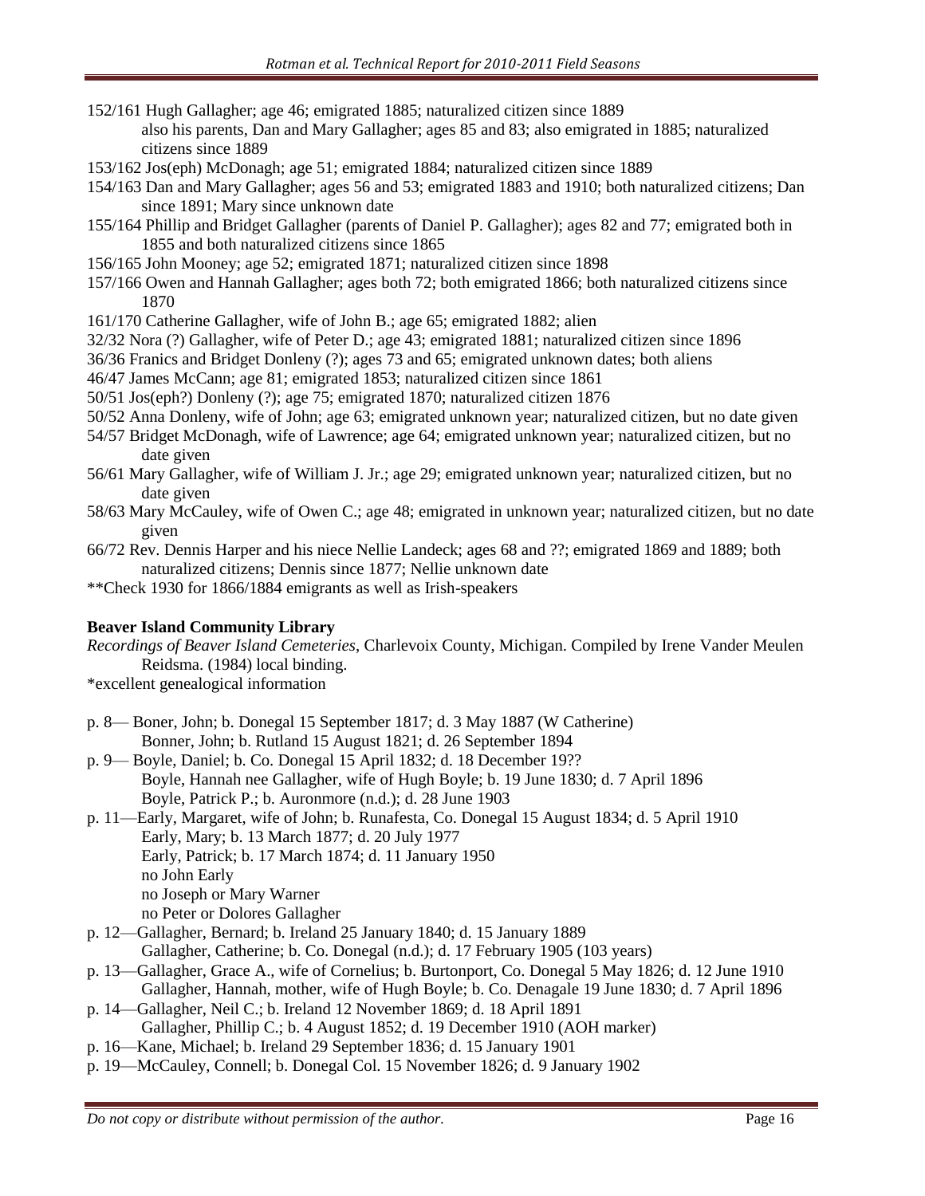152/161 Hugh Gallagher; age 46; emigrated 1885; naturalized citizen since 1889
    also his parents, Dan and Mary Gallagher; ages 85 and 83; also emigrated in 1885; naturalized citizens since 1889

153/162 Jos(eph) McDonagh; age 51; emigrated 1884; naturalized citizen since 1889

154/163 Dan and Mary Gallagher; ages 56 and 53; emigrated 1883 and 1910; both naturalized citizens; Dan since 1891; Mary since unknown date

155/164 Phillip and Bridget Gallagher (parents of Daniel P. Gallagher); ages 82 and 77; emigrated both in 1855 and both naturalized citizens since 1865

156/165 John Mooney; age 52; emigrated 1871; naturalized citizen since 1898

157/166 Owen and Hannah Gallagher; ages both 72; both emigrated 1866; both naturalized citizens since 1870

161/170 Catherine Gallagher, wife of John B.; age 65; emigrated 1882; alien

32/32 Nora (?) Gallagher, wife of Peter D.; age 43; emigrated 1881; naturalized citizen since 1896

36/36 Franics and Bridget Donleny (?); ages 73 and 65; emigrated unknown dates; both aliens

46/47 James McCann; age 81; emigrated 1853; naturalized citizen since 1861

50/51 Jos(eph?) Donleny (?); age 75; emigrated 1870; naturalized citizen 1876

50/52 Anna Donleny, wife of John; age 63; emigrated unknown year; naturalized citizen, but no date given

54/57 Bridget McDonagh, wife of Lawrence; age 64; emigrated unknown year; naturalized citizen, but no date given

56/61 Mary Gallagher, wife of William J. Jr.; age 29; emigrated unknown year; naturalized citizen, but no date given

58/63 Mary McCauley, wife of Owen C.; age 48; emigrated in unknown year; naturalized citizen, but no date given

66/72 Rev. Dennis Harper and his niece Nellie Landeck; ages 68 and ??; emigrated 1869 and 1889; both naturalized citizens; Dennis since 1877; Nellie unknown date

**Check 1930 for 1866/1884 emigrants as well as Irish-speakers

**Beaver Island Community Library**

*Recordings of Beaver Island Cemeteries*, Charlevoix County, Michigan. Compiled by Irene Vander Meulen Reidsma. (1984) local binding.

*excellent genealogical information

p. 8— Boner, John; b. Donegal 15 September 1817; d. 3 May 1887 (W Catherine)
    Bonner, John; b. Rutland 15 August 1821; d. 26 September 1894

p. 9— Boyle, Daniel; b. Co. Donegal 15 April 1832; d. 18 December 19??
    Boyle, Hannah nee Gallagher, wife of Hugh Boyle; b. 19 June 1830; d. 7 April 1896
    Boyle, Patrick P.; b. Auronmore (n.d.); d. 28 June 1903

p. 11—Early, Margaret, wife of John; b. Runafesta, Co. Donegal 15 August 1834; d. 5 April 1910
    Early, Mary; b. 13 March 1877; d. 20 July 1977
    Early, Patrick; b. 17 March 1874; d. 11 January 1950
    no John Early
    no Joseph or Mary Warner
    no Peter or Dolores Gallagher

p. 12—Gallagher, Bernard; b. Ireland 25 January 1840; d. 15 January 1889
    Gallagher, Catherine; b. Co. Donegal (n.d.); d. 17 February 1905 (103 years)

p. 13—Gallagher, Grace A., wife of Cornelius; b. Burtonport, Co. Donegal 5 May 1826; d. 12 June 1910
    Gallagher, Hannah, mother, wife of Hugh Boyle; b. Co. Denagale 19 June 1830; d. 7 April 1896

p. 14—Gallagher, Neil C.; b. Ireland 12 November 1869; d. 18 April 1891
    Gallagher, Phillip C.; b. 4 August 1852; d. 19 December 1910 (AOH marker)

p. 16—Kane, Michael; b. Ireland 29 September 1836; d. 15 January 1901

p. 19—McCauley, Connell; b. Donegal Col. 15 November 1826; d. 9 January 1902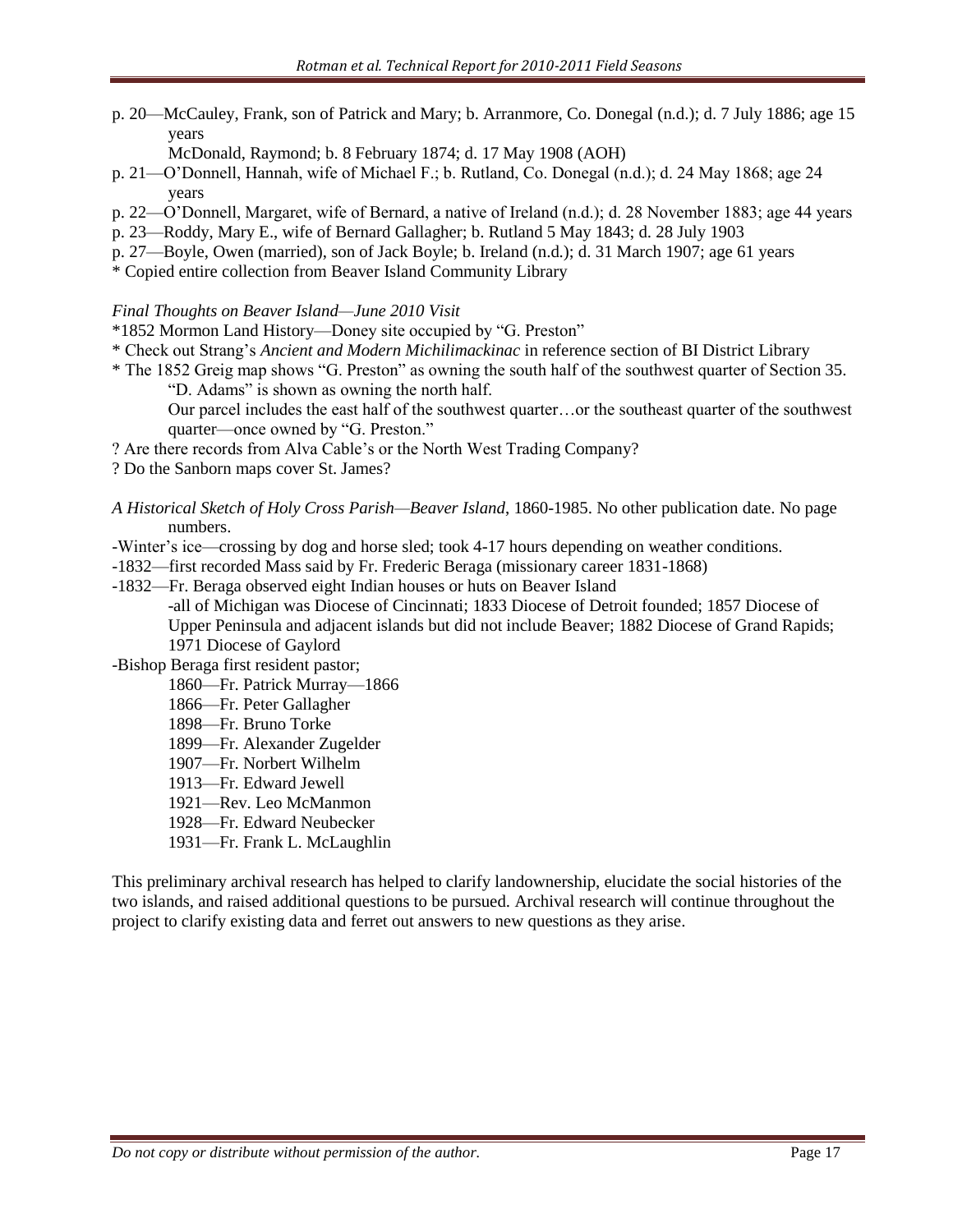p. 20—McCauley, Frank, son of Patrick and Mary; b. Arranmore, Co. Donegal (n.d.); d. 7 July 1886; age 15 years

McDonald, Raymond; b. 8 February 1874; d. 17 May 1908 (AOH)

p. 21—O'Donnell, Hannah, wife of Michael F.; b. Rutland, Co. Donegal (n.d.); d. 24 May 1868; age 24 years

p. 22—O'Donnell, Margaret, wife of Bernard, a native of Ireland (n.d.); d. 28 November 1883; age 44 years

p. 23—Roddy, Mary E., wife of Bernard Gallagher; b. Rutland 5 May 1843; d. 28 July 1903

p. 27—Boyle, Owen (married), son of Jack Boyle; b. Ireland (n.d.); d. 31 March 1907; age 61 years

\* Copied entire collection from Beaver Island Community Library

*Final Thoughts on Beaver Island—June 2010 Visit*

\*1852 Mormon Land History—Doney site occupied by "G. Preston"

\* Check out Strang's *Ancient and Modern Michilimackinac* in reference section of BI District Library

\* The 1852 Greig map shows "G. Preston" as owning the south half of the southwest quarter of Section 35. "D. Adams" is shown as owning the north half.

Our parcel includes the east half of the southwest quarter…or the southeast quarter of the southwest quarter—once owned by "G. Preston."

? Are there records from Alva Cable's or the North West Trading Company?

? Do the Sanborn maps cover St. James?

*A Historical Sketch of Holy Cross Parish—Beaver Island*, 1860-1985. No other publication date. No page numbers.

-Winter's ice—crossing by dog and horse sled; took 4-17 hours depending on weather conditions.

-1832—first recorded Mass said by Fr. Frederic Beraga (missionary career 1831-1868)

-1832—Fr. Beraga observed eight Indian houses or huts on Beaver Island

-all of Michigan was Diocese of Cincinnati; 1833 Diocese of Detroit founded; 1857 Diocese of Upper Peninsula and adjacent islands but did not include Beaver; 1882 Diocese of Grand Rapids; 1971 Diocese of Gaylord

-Bishop Beraga first resident pastor;

1860—Fr. Patrick Murray—1866

1866—Fr. Peter Gallagher

1898—Fr. Bruno Torke

1899—Fr. Alexander Zugelder

1907—Fr. Norbert Wilhelm

1913—Fr. Edward Jewell

1921—Rev. Leo McManmon

1928—Fr. Edward Neubecker

1931—Fr. Frank L. McLaughlin

This preliminary archival research has helped to clarify landownership, elucidate the social histories of the two islands, and raised additional questions to be pursued. Archival research will continue throughout the project to clarify existing data and ferret out answers to new questions as they arise.